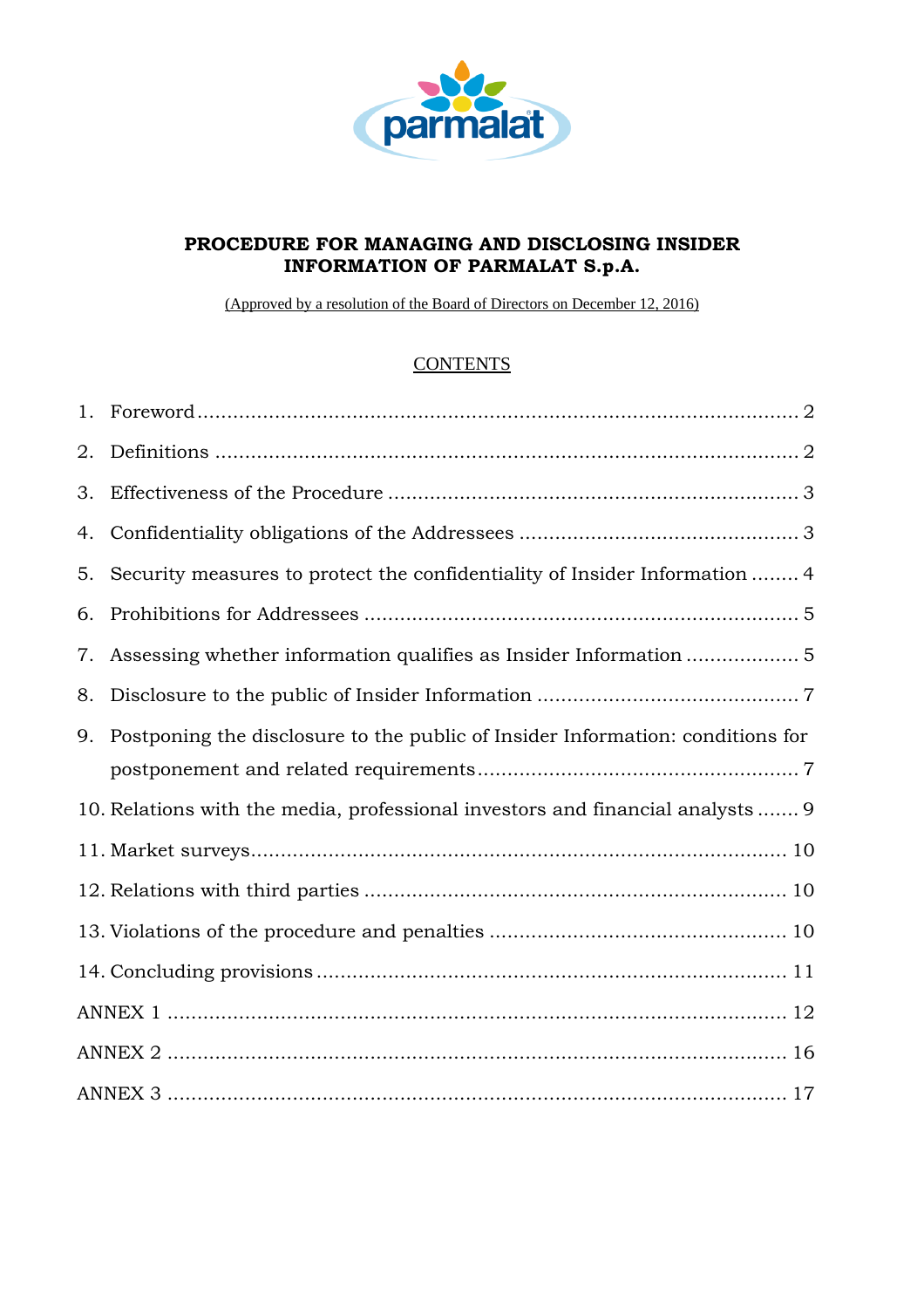# PROCEDURE FOR MANAGING AND DISCLOSING INSIDER INFORMATION OF PARMALAT S.p.A.

(Approved by a resolution of the Board of Directors on December 12, 2016)

## CONTENTS

1. Foreword .......... 2
2. Definitions .......... 2
3. Effectiveness of the Procedure .......... 3
4. Confidentiality obligations of the Addressees .......... 3
5. Security measures to protect the confidentiality of Insider Information .......... 4
6. Prohibitions for Addressees .......... 5
7. Assessing whether information qualifies as Insider Information .......... 5
8. Disclosure to the public of Insider Information .......... 7
9. Postponing the disclosure to the public of Insider Information: conditions for postponement and related requirements .......... 7
10. Relations with the media, professional investors and financial analysts .......... 9
11. Market surveys .......... 10
12. Relations with third parties .......... 10
13. Violations of the procedure and penalties .......... 10
14. Concluding provisions .......... 11

ANNEX 1 .......... 12

ANNEX 2 .......... 16

ANNEX 3 .......... 17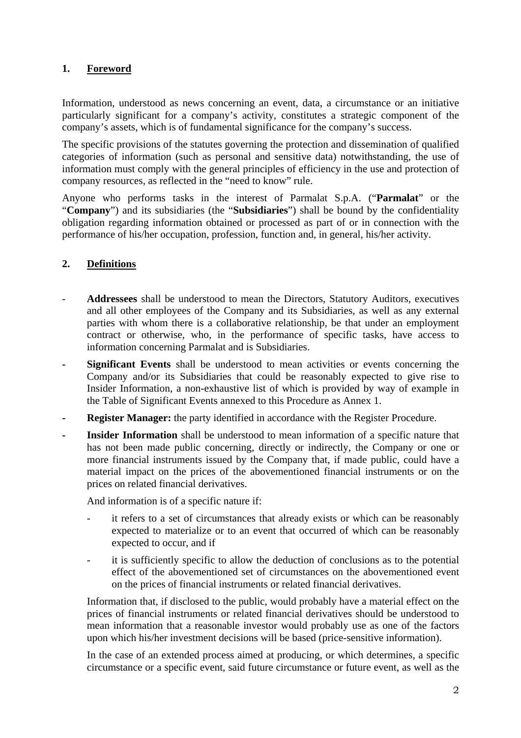## 1. Foreword

Information, understood as news concerning an event, data, a circumstance or an initiative particularly significant for a company's activity, constitutes a strategic component of the company's assets, which is of fundamental significance for the company's success.

The specific provisions of the statutes governing the protection and dissemination of qualified categories of information (such as personal and sensitive data) notwithstanding, the use of information must comply with the general principles of efficiency in the use and protection of company resources, as reflected in the "need to know" rule.

Anyone who performs tasks in the interest of Parmalat S.p.A. ("**Parmalat**" or the "**Company**") and its subsidiaries (the "**Subsidiaries**") shall be bound by the confidentiality obligation regarding information obtained or processed as part of or in connection with the performance of his/her occupation, profession, function and, in general, his/her activity.

## 2. Definitions

- **Addressees** shall be understood to mean the Directors, Statutory Auditors, executives and all other employees of the Company and its Subsidiaries, as well as any external parties with whom there is a collaborative relationship, be that under an employment contract or otherwise, who, in the performance of specific tasks, have access to information concerning Parmalat and is Subsidiaries.
- **Significant Events** shall be understood to mean activities or events concerning the Company and/or its Subsidiaries that could be reasonably expected to give rise to Insider Information, a non-exhaustive list of which is provided by way of example in the Table of Significant Events annexed to this Procedure as Annex 1.
- **Register Manager:** the party identified in accordance with the Register Procedure.
- **Insider Information** shall be understood to mean information of a specific nature that has not been made public concerning, directly or indirectly, the Company or one or more financial instruments issued by the Company that, if made public, could have a material impact on the prices of the abovementioned financial instruments or on the prices on related financial derivatives.

  And information is of a specific nature if:

  - it refers to a set of circumstances that already exists or which can be reasonably expected to materialize or to an event that occurred of which can be reasonably expected to occur, and if
  - it is sufficiently specific to allow the deduction of conclusions as to the potential effect of the abovementioned set of circumstances on the abovementioned event on the prices of financial instruments or related financial derivatives.

  Information that, if disclosed to the public, would probably have a material effect on the prices of financial instruments or related financial derivatives should be understood to mean information that a reasonable investor would probably use as one of the factors upon which his/her investment decisions will be based (price-sensitive information).

  In the case of an extended process aimed at producing, or which determines, a specific circumstance or a specific event, said future circumstance or future event, as well as the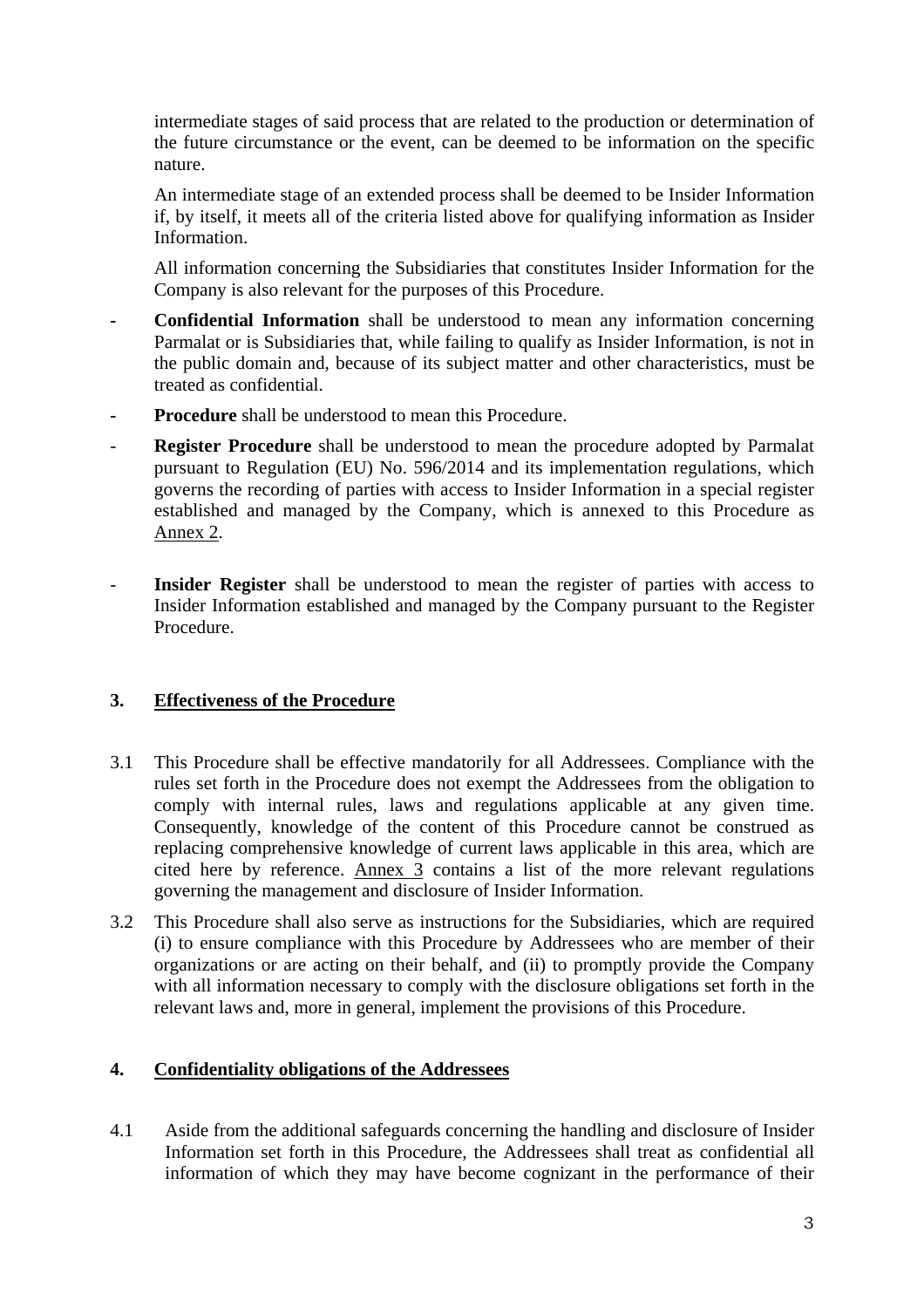intermediate stages of said process that are related to the production or determination of the future circumstance or the event, can be deemed to be information on the specific nature.

An intermediate stage of an extended process shall be deemed to be Insider Information if, by itself, it meets all of the criteria listed above for qualifying information as Insider Information.

All information concerning the Subsidiaries that constitutes Insider Information for the Company is also relevant for the purposes of this Procedure.

- **Confidential Information** shall be understood to mean any information concerning Parmalat or is Subsidiaries that, while failing to qualify as Insider Information, is not in the public domain and, because of its subject matter and other characteristics, must be treated as confidential.
- **Procedure** shall be understood to mean this Procedure.
- **Register Procedure** shall be understood to mean the procedure adopted by Parmalat pursuant to Regulation (EU) No. 596/2014 and its implementation regulations, which governs the recording of parties with access to Insider Information in a special register established and managed by the Company, which is annexed to this Procedure as Annex 2.
- **Insider Register** shall be understood to mean the register of parties with access to Insider Information established and managed by the Company pursuant to the Register Procedure.

## 3. Effectiveness of the Procedure

3.1 This Procedure shall be effective mandatorily for all Addressees. Compliance with the rules set forth in the Procedure does not exempt the Addressees from the obligation to comply with internal rules, laws and regulations applicable at any given time. Consequently, knowledge of the content of this Procedure cannot be construed as replacing comprehensive knowledge of current laws applicable in this area, which are cited here by reference. Annex 3 contains a list of the more relevant regulations governing the management and disclosure of Insider Information.

3.2 This Procedure shall also serve as instructions for the Subsidiaries, which are required (i) to ensure compliance with this Procedure by Addressees who are member of their organizations or are acting on their behalf, and (ii) to promptly provide the Company with all information necessary to comply with the disclosure obligations set forth in the relevant laws and, more in general, implement the provisions of this Procedure.

## 4. Confidentiality obligations of the Addressees

4.1 Aside from the additional safeguards concerning the handling and disclosure of Insider Information set forth in this Procedure, the Addressees shall treat as confidential all information of which they may have become cognizant in the performance of their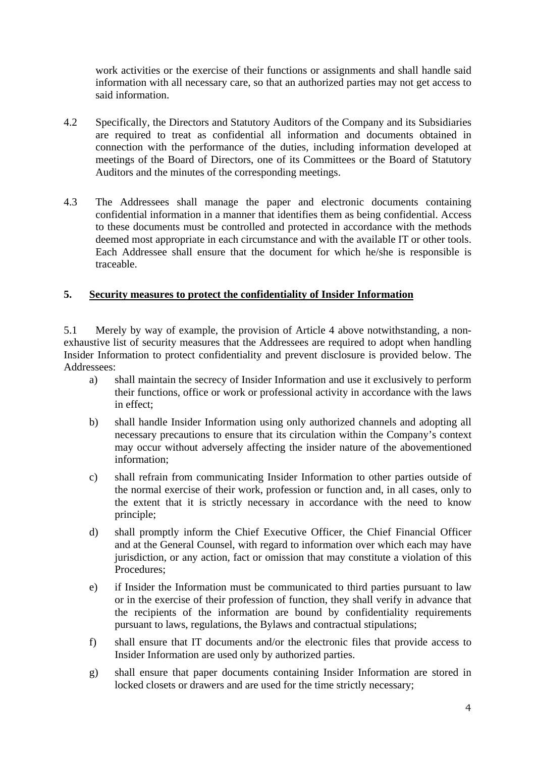work activities or the exercise of their functions or assignments and shall handle said information with all necessary care, so that an authorized parties may not get access to said information.

4.2 Specifically, the Directors and Statutory Auditors of the Company and its Subsidiaries are required to treat as confidential all information and documents obtained in connection with the performance of the duties, including information developed at meetings of the Board of Directors, one of its Committees or the Board of Statutory Auditors and the minutes of the corresponding meetings.

4.3 The Addressees shall manage the paper and electronic documents containing confidential information in a manner that identifies them as being confidential. Access to these documents must be controlled and protected in accordance with the methods deemed most appropriate in each circumstance and with the available IT or other tools. Each Addressee shall ensure that the document for which he/she is responsible is traceable.

## 5. Security measures to protect the confidentiality of Insider Information

5.1 Merely by way of example, the provision of Article 4 above notwithstanding, a non-exhaustive list of security measures that the Addressees are required to adopt when handling Insider Information to protect confidentiality and prevent disclosure is provided below. The Addressees:

a) shall maintain the secrecy of Insider Information and use it exclusively to perform their functions, office or work or professional activity in accordance with the laws in effect;

b) shall handle Insider Information using only authorized channels and adopting all necessary precautions to ensure that its circulation within the Company's context may occur without adversely affecting the insider nature of the abovementioned information;

c) shall refrain from communicating Insider Information to other parties outside of the normal exercise of their work, profession or function and, in all cases, only to the extent that it is strictly necessary in accordance with the need to know principle;

d) shall promptly inform the Chief Executive Officer, the Chief Financial Officer and at the General Counsel, with regard to information over which each may have jurisdiction, or any action, fact or omission that may constitute a violation of this Procedures;

e) if Insider the Information must be communicated to third parties pursuant to law or in the exercise of their profession of function, they shall verify in advance that the recipients of the information are bound by confidentiality requirements pursuant to laws, regulations, the Bylaws and contractual stipulations;

f) shall ensure that IT documents and/or the electronic files that provide access to Insider Information are used only by authorized parties.

g) shall ensure that paper documents containing Insider Information are stored in locked closets or drawers and are used for the time strictly necessary;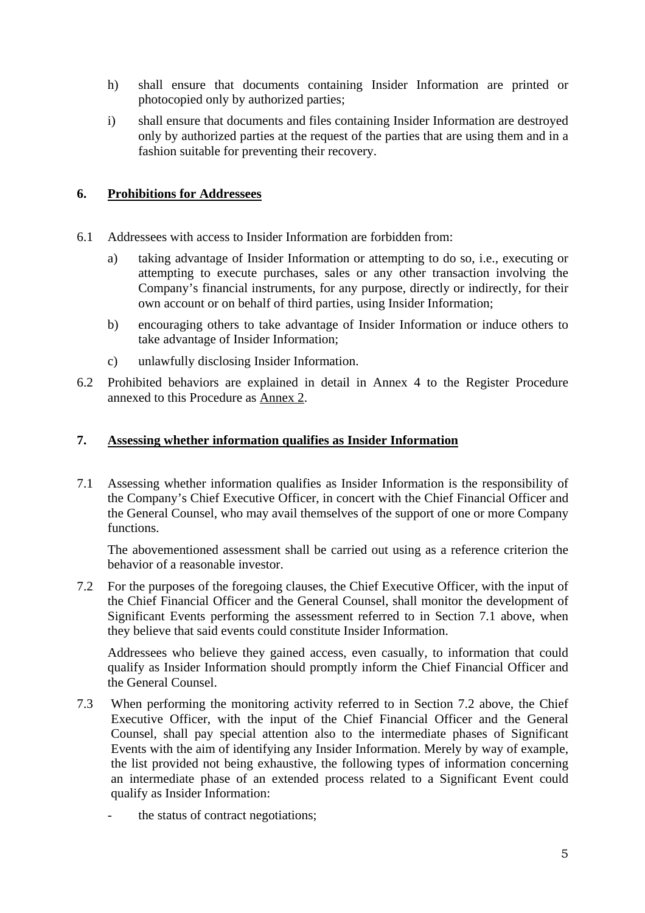h) shall ensure that documents containing Insider Information are printed or photocopied only by authorized parties;

i) shall ensure that documents and files containing Insider Information are destroyed only by authorized parties at the request of the parties that are using them and in a fashion suitable for preventing their recovery.

## 6. Prohibitions for Addressees

6.1 Addressees with access to Insider Information are forbidden from:

a) taking advantage of Insider Information or attempting to do so, i.e., executing or attempting to execute purchases, sales or any other transaction involving the Company's financial instruments, for any purpose, directly or indirectly, for their own account or on behalf of third parties, using Insider Information;

b) encouraging others to take advantage of Insider Information or induce others to take advantage of Insider Information;

c) unlawfully disclosing Insider Information.

6.2 Prohibited behaviors are explained in detail in Annex 4 to the Register Procedure annexed to this Procedure as Annex 2.

## 7. Assessing whether information qualifies as Insider Information

7.1 Assessing whether information qualifies as Insider Information is the responsibility of the Company's Chief Executive Officer, in concert with the Chief Financial Officer and the General Counsel, who may avail themselves of the support of one or more Company functions.

The abovementioned assessment shall be carried out using as a reference criterion the behavior of a reasonable investor.

7.2 For the purposes of the foregoing clauses, the Chief Executive Officer, with the input of the Chief Financial Officer and the General Counsel, shall monitor the development of Significant Events performing the assessment referred to in Section 7.1 above, when they believe that said events could constitute Insider Information.

Addressees who believe they gained access, even casually, to information that could qualify as Insider Information should promptly inform the Chief Financial Officer and the General Counsel.

7.3 When performing the monitoring activity referred to in Section 7.2 above, the Chief Executive Officer, with the input of the Chief Financial Officer and the General Counsel, shall pay special attention also to the intermediate phases of Significant Events with the aim of identifying any Insider Information. Merely by way of example, the list provided not being exhaustive, the following types of information concerning an intermediate phase of an extended process related to a Significant Event could qualify as Insider Information:

- the status of contract negotiations;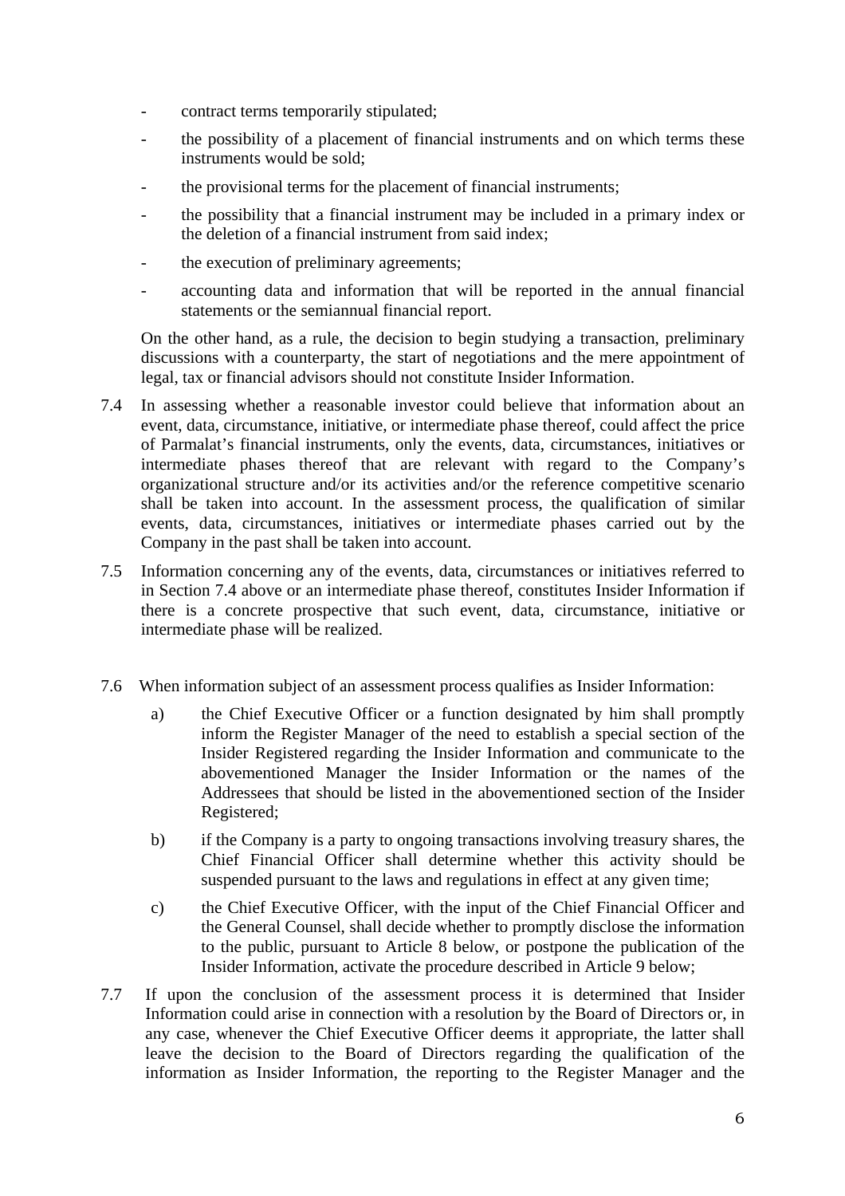- contract terms temporarily stipulated;
- the possibility of a placement of financial instruments and on which terms these instruments would be sold;
- the provisional terms for the placement of financial instruments;
- the possibility that a financial instrument may be included in a primary index or the deletion of a financial instrument from said index;
- the execution of preliminary agreements;
- accounting data and information that will be reported in the annual financial statements or the semiannual financial report.

On the other hand, as a rule, the decision to begin studying a transaction, preliminary discussions with a counterparty, the start of negotiations and the mere appointment of legal, tax or financial advisors should not constitute Insider Information.

7.4 In assessing whether a reasonable investor could believe that information about an event, data, circumstance, initiative, or intermediate phase thereof, could affect the price of Parmalat's financial instruments, only the events, data, circumstances, initiatives or intermediate phases thereof that are relevant with regard to the Company's organizational structure and/or its activities and/or the reference competitive scenario shall be taken into account. In the assessment process, the qualification of similar events, data, circumstances, initiatives or intermediate phases carried out by the Company in the past shall be taken into account.

7.5 Information concerning any of the events, data, circumstances or initiatives referred to in Section 7.4 above or an intermediate phase thereof, constitutes Insider Information if there is a concrete prospective that such event, data, circumstance, initiative or intermediate phase will be realized.

7.6 When information subject of an assessment process qualifies as Insider Information:

a) the Chief Executive Officer or a function designated by him shall promptly inform the Register Manager of the need to establish a special section of the Insider Registered regarding the Insider Information and communicate to the abovementioned Manager the Insider Information or the names of the Addressees that should be listed in the abovementioned section of the Insider Registered;

b) if the Company is a party to ongoing transactions involving treasury shares, the Chief Financial Officer shall determine whether this activity should be suspended pursuant to the laws and regulations in effect at any given time;

c) the Chief Executive Officer, with the input of the Chief Financial Officer and the General Counsel, shall decide whether to promptly disclose the information to the public, pursuant to Article 8 below, or postpone the publication of the Insider Information, activate the procedure described in Article 9 below;

7.7 If upon the conclusion of the assessment process it is determined that Insider Information could arise in connection with a resolution by the Board of Directors or, in any case, whenever the Chief Executive Officer deems it appropriate, the latter shall leave the decision to the Board of Directors regarding the qualification of the information as Insider Information, the reporting to the Register Manager and the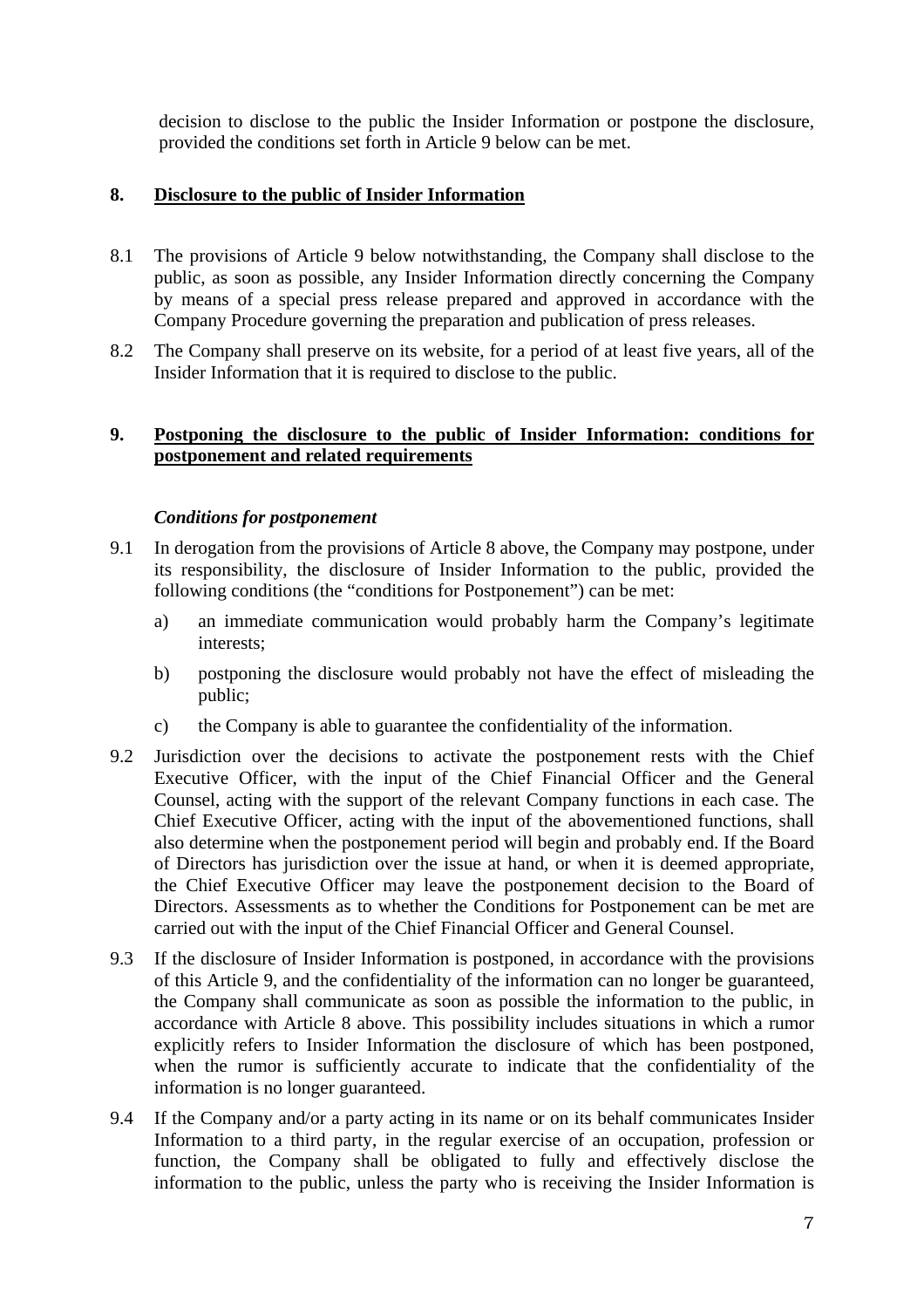decision to disclose to the public the Insider Information or postpone the disclosure, provided the conditions set forth in Article 9 below can be met.

## 8. Disclosure to the public of Insider Information

8.1 The provisions of Article 9 below notwithstanding, the Company shall disclose to the public, as soon as possible, any Insider Information directly concerning the Company by means of a special press release prepared and approved in accordance with the Company Procedure governing the preparation and publication of press releases.

8.2 The Company shall preserve on its website, for a period of at least five years, all of the Insider Information that it is required to disclose to the public.

## 9. Postponing the disclosure to the public of Insider Information: conditions for postponement and related requirements

### *Conditions for postponement*

9.1 In derogation from the provisions of Article 8 above, the Company may postpone, under its responsibility, the disclosure of Insider Information to the public, provided the following conditions (the "conditions for Postponement") can be met:

a) an immediate communication would probably harm the Company's legitimate interests;

b) postponing the disclosure would probably not have the effect of misleading the public;

c) the Company is able to guarantee the confidentiality of the information.

9.2 Jurisdiction over the decisions to activate the postponement rests with the Chief Executive Officer, with the input of the Chief Financial Officer and the General Counsel, acting with the support of the relevant Company functions in each case. The Chief Executive Officer, acting with the input of the abovementioned functions, shall also determine when the postponement period will begin and probably end. If the Board of Directors has jurisdiction over the issue at hand, or when it is deemed appropriate, the Chief Executive Officer may leave the postponement decision to the Board of Directors. Assessments as to whether the Conditions for Postponement can be met are carried out with the input of the Chief Financial Officer and General Counsel.

9.3 If the disclosure of Insider Information is postponed, in accordance with the provisions of this Article 9, and the confidentiality of the information can no longer be guaranteed, the Company shall communicate as soon as possible the information to the public, in accordance with Article 8 above. This possibility includes situations in which a rumor explicitly refers to Insider Information the disclosure of which has been postponed, when the rumor is sufficiently accurate to indicate that the confidentiality of the information is no longer guaranteed.

9.4 If the Company and/or a party acting in its name or on its behalf communicates Insider Information to a third party, in the regular exercise of an occupation, profession or function, the Company shall be obligated to fully and effectively disclose the information to the public, unless the party who is receiving the Insider Information is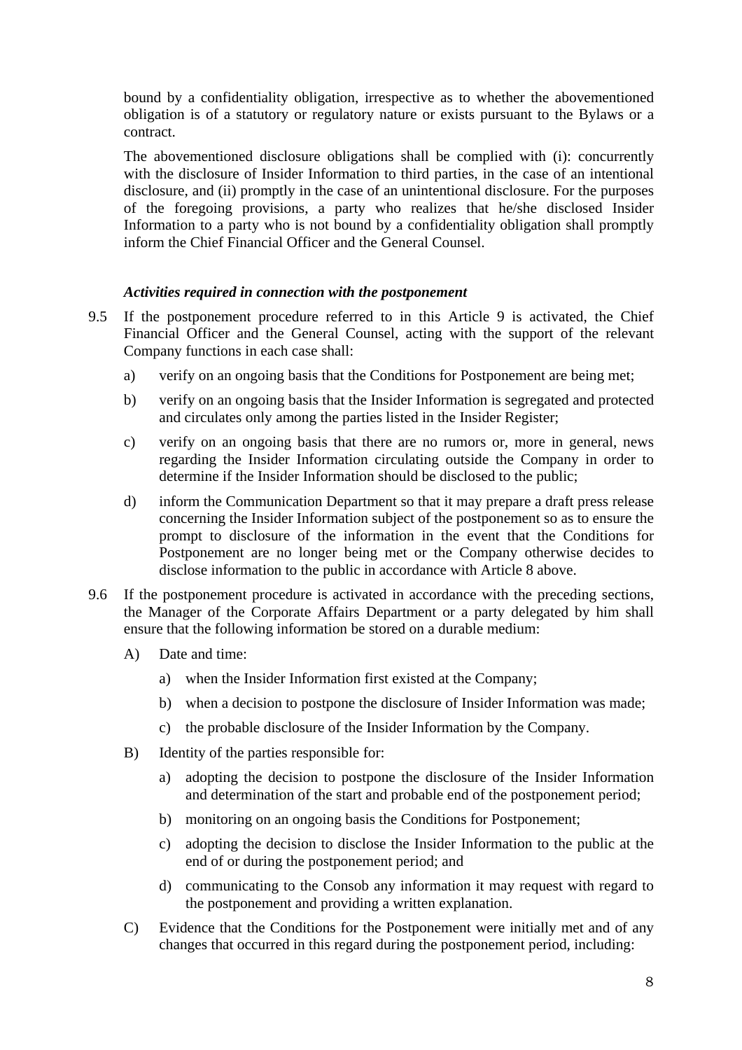bound by a confidentiality obligation, irrespective as to whether the abovementioned obligation is of a statutory or regulatory nature or exists pursuant to the Bylaws or a contract.

The abovementioned disclosure obligations shall be complied with (i): concurrently with the disclosure of Insider Information to third parties, in the case of an intentional disclosure, and (ii) promptly in the case of an unintentional disclosure. For the purposes of the foregoing provisions, a party who realizes that he/she disclosed Insider Information to a party who is not bound by a confidentiality obligation shall promptly inform the Chief Financial Officer and the General Counsel.

***Activities required in connection with the postponement***

9.5 If the postponement procedure referred to in this Article 9 is activated, the Chief Financial Officer and the General Counsel, acting with the support of the relevant Company functions in each case shall:

a) verify on an ongoing basis that the Conditions for Postponement are being met;

b) verify on an ongoing basis that the Insider Information is segregated and protected and circulates only among the parties listed in the Insider Register;

c) verify on an ongoing basis that there are no rumors or, more in general, news regarding the Insider Information circulating outside the Company in order to determine if the Insider Information should be disclosed to the public;

d) inform the Communication Department so that it may prepare a draft press release concerning the Insider Information subject of the postponement so as to ensure the prompt to disclosure of the information in the event that the Conditions for Postponement are no longer being met or the Company otherwise decides to disclose information to the public in accordance with Article 8 above.

9.6 If the postponement procedure is activated in accordance with the preceding sections, the Manager of the Corporate Affairs Department or a party delegated by him shall ensure that the following information be stored on a durable medium:

A) Date and time:

   a) when the Insider Information first existed at the Company;

   b) when a decision to postpone the disclosure of Insider Information was made;

   c) the probable disclosure of the Insider Information by the Company.

B) Identity of the parties responsible for:

   a) adopting the decision to postpone the disclosure of the Insider Information and determination of the start and probable end of the postponement period;

   b) monitoring on an ongoing basis the Conditions for Postponement;

   c) adopting the decision to disclose the Insider Information to the public at the end of or during the postponement period; and

   d) communicating to the Consob any information it may request with regard to the postponement and providing a written explanation.

C) Evidence that the Conditions for the Postponement were initially met and of any changes that occurred in this regard during the postponement period, including: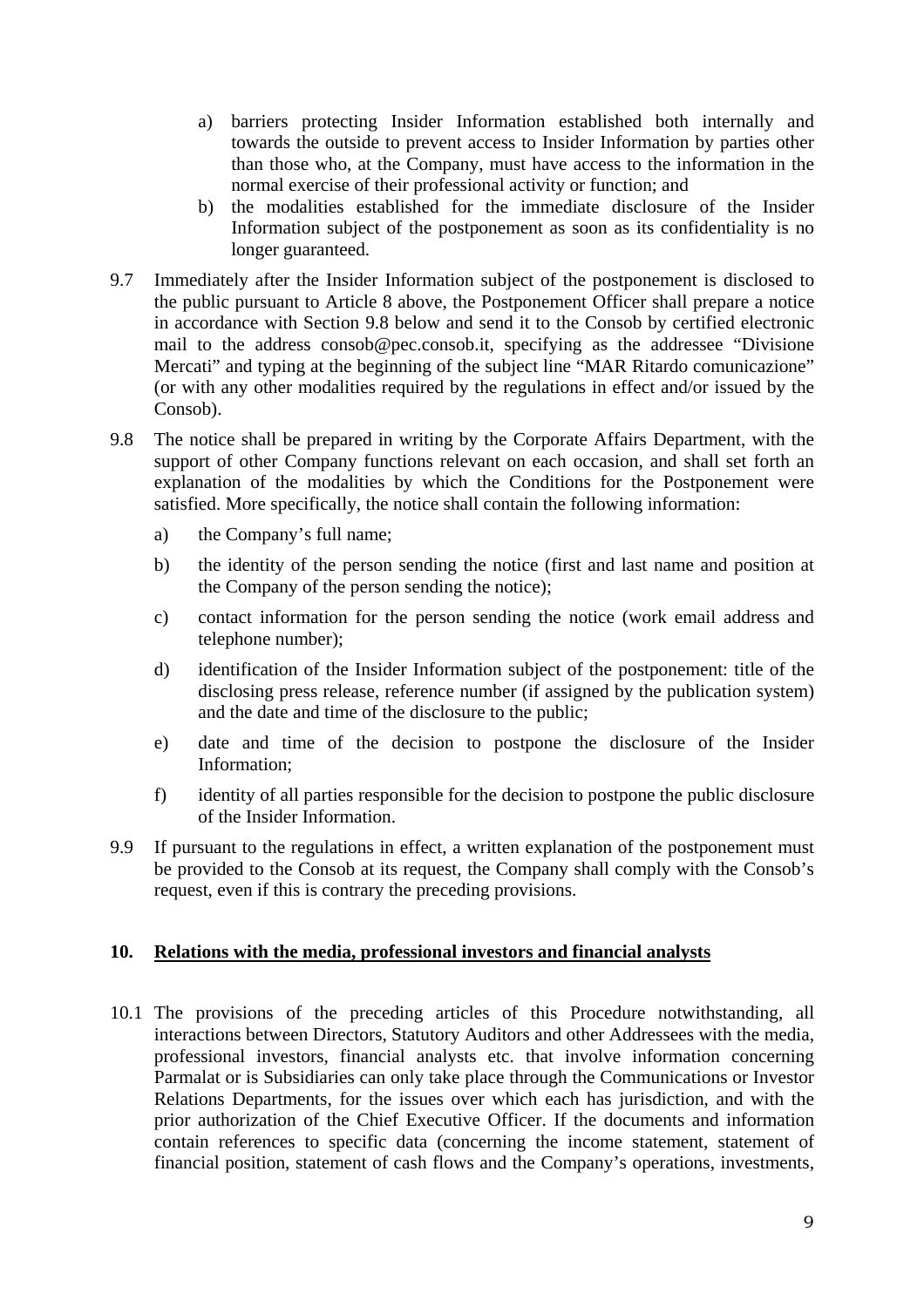a) barriers protecting Insider Information established both internally and towards the outside to prevent access to Insider Information by parties other than those who, at the Company, must have access to the information in the normal exercise of their professional activity or function; and
b) the modalities established for the immediate disclosure of the Insider Information subject of the postponement as soon as its confidentiality is no longer guaranteed.

9.7 Immediately after the Insider Information subject of the postponement is disclosed to the public pursuant to Article 8 above, the Postponement Officer shall prepare a notice in accordance with Section 9.8 below and send it to the Consob by certified electronic mail to the address consob@pec.consob.it, specifying as the addressee "Divisione Mercati" and typing at the beginning of the subject line "MAR Ritardo comunicazione" (or with any other modalities required by the regulations in effect and/or issued by the Consob).

9.8 The notice shall be prepared in writing by the Corporate Affairs Department, with the support of other Company functions relevant on each occasion, and shall set forth an explanation of the modalities by which the Conditions for the Postponement were satisfied. More specifically, the notice shall contain the following information:

a) the Company's full name;

b) the identity of the person sending the notice (first and last name and position at the Company of the person sending the notice);

c) contact information for the person sending the notice (work email address and telephone number);

d) identification of the Insider Information subject of the postponement: title of the disclosing press release, reference number (if assigned by the publication system) and the date and time of the disclosure to the public;

e) date and time of the decision to postpone the disclosure of the Insider Information;

f) identity of all parties responsible for the decision to postpone the public disclosure of the Insider Information.

9.9 If pursuant to the regulations in effect, a written explanation of the postponement must be provided to the Consob at its request, the Company shall comply with the Consob's request, even if this is contrary the preceding provisions.

## 10. Relations with the media, professional investors and financial analysts

10.1 The provisions of the preceding articles of this Procedure notwithstanding, all interactions between Directors, Statutory Auditors and other Addressees with the media, professional investors, financial analysts etc. that involve information concerning Parmalat or is Subsidiaries can only take place through the Communications or Investor Relations Departments, for the issues over which each has jurisdiction, and with the prior authorization of the Chief Executive Officer. If the documents and information contain references to specific data (concerning the income statement, statement of financial position, statement of cash flows and the Company's operations, investments,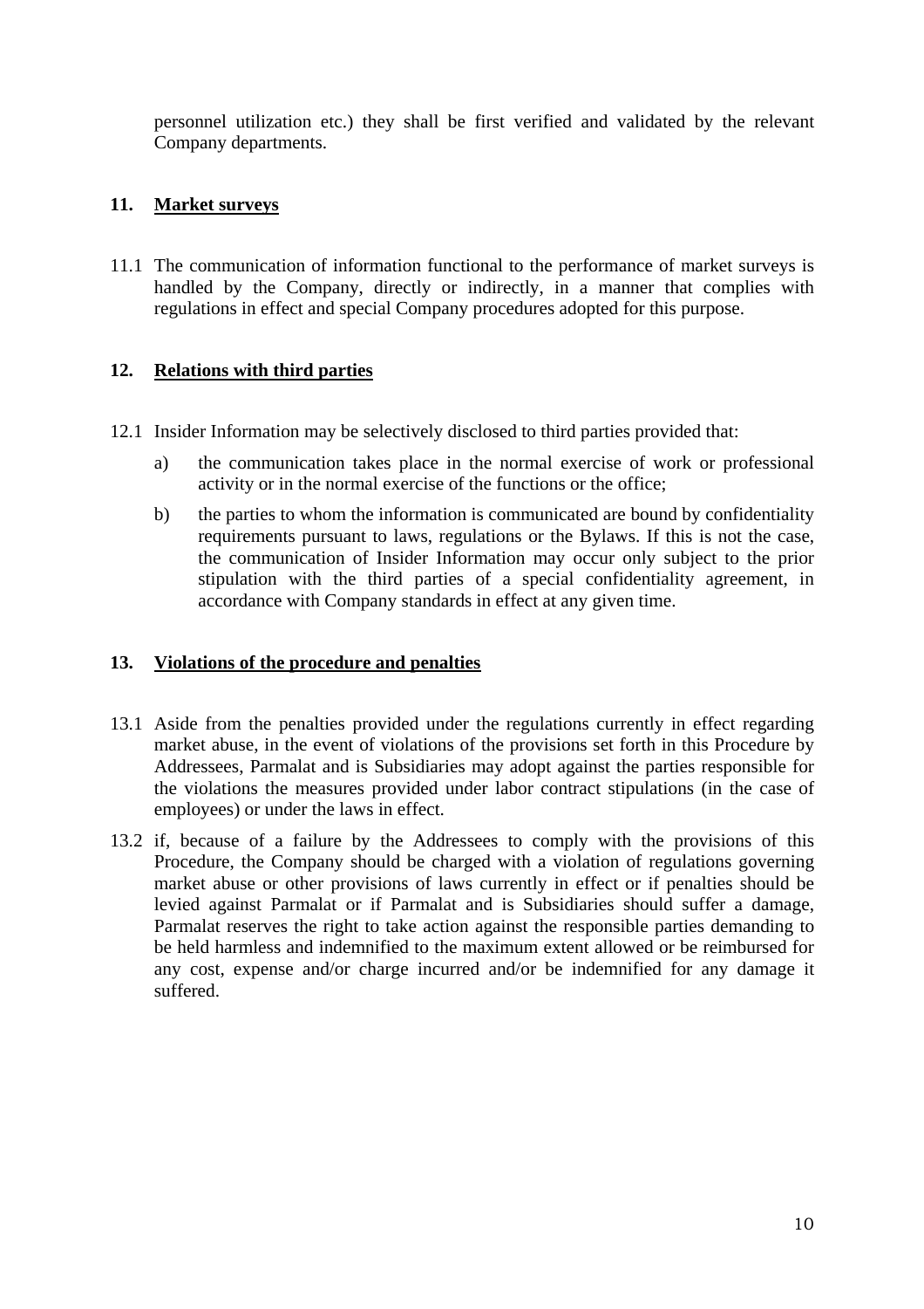personnel utilization etc.) they shall be first verified and validated by the relevant Company departments.

## 11. Market surveys

11.1 The communication of information functional to the performance of market surveys is handled by the Company, directly or indirectly, in a manner that complies with regulations in effect and special Company procedures adopted for this purpose.

## 12. Relations with third parties

12.1 Insider Information may be selectively disclosed to third parties provided that:

a) the communication takes place in the normal exercise of work or professional activity or in the normal exercise of the functions or the office;

b) the parties to whom the information is communicated are bound by confidentiality requirements pursuant to laws, regulations or the Bylaws. If this is not the case, the communication of Insider Information may occur only subject to the prior stipulation with the third parties of a special confidentiality agreement, in accordance with Company standards in effect at any given time.

## 13. Violations of the procedure and penalties

13.1 Aside from the penalties provided under the regulations currently in effect regarding market abuse, in the event of violations of the provisions set forth in this Procedure by Addressees, Parmalat and is Subsidiaries may adopt against the parties responsible for the violations the measures provided under labor contract stipulations (in the case of employees) or under the laws in effect.

13.2 if, because of a failure by the Addressees to comply with the provisions of this Procedure, the Company should be charged with a violation of regulations governing market abuse or other provisions of laws currently in effect or if penalties should be levied against Parmalat or if Parmalat and is Subsidiaries should suffer a damage, Parmalat reserves the right to take action against the responsible parties demanding to be held harmless and indemnified to the maximum extent allowed or be reimbursed for any cost, expense and/or charge incurred and/or be indemnified for any damage it suffered.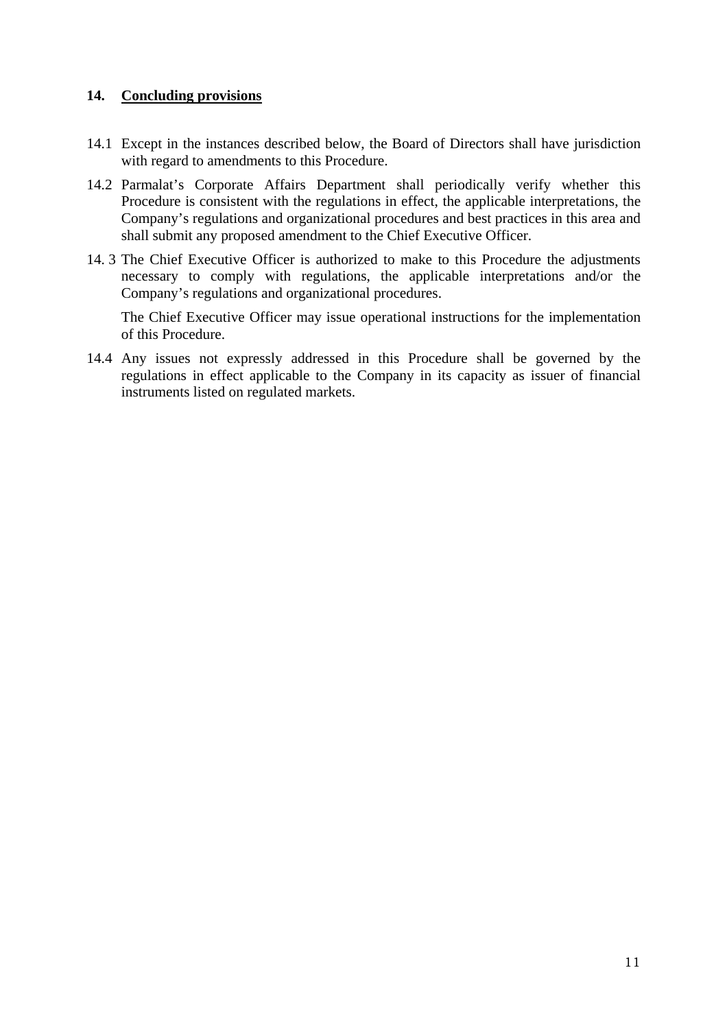## 14. Concluding provisions

14.1 Except in the instances described below, the Board of Directors shall have jurisdiction with regard to amendments to this Procedure.

14.2 Parmalat's Corporate Affairs Department shall periodically verify whether this Procedure is consistent with the regulations in effect, the applicable interpretations, the Company's regulations and organizational procedures and best practices in this area and shall submit any proposed amendment to the Chief Executive Officer.

14. 3 The Chief Executive Officer is authorized to make to this Procedure the adjustments necessary to comply with regulations, the applicable interpretations and/or the Company's regulations and organizational procedures.

The Chief Executive Officer may issue operational instructions for the implementation of this Procedure.

14.4 Any issues not expressly addressed in this Procedure shall be governed by the regulations in effect applicable to the Company in its capacity as issuer of financial instruments listed on regulated markets.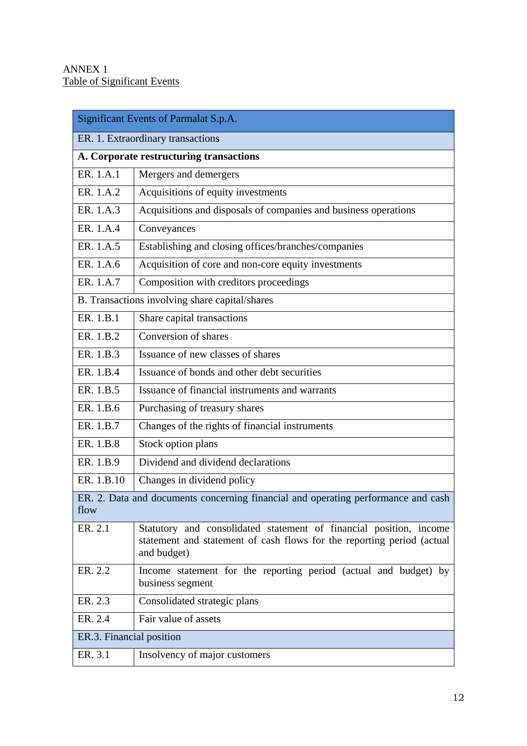ANNEX 1
Table of Significant Events

| Significant Events of Parmalat S.p.A. | |
|---|---|
| ER. 1. Extraordinary transactions | |
| **A. Corporate restructuring transactions** | |
| ER. 1.A.1 | Mergers and demergers |
| ER. 1.A.2 | Acquisitions of equity investments |
| ER. 1.A.3 | Acquisitions and disposals of companies and business operations |
| ER. 1.A.4 | Conveyances |
| ER. 1.A.5 | Establishing and closing offices/branches/companies |
| ER. 1.A.6 | Acquisition of core and non-core equity investments |
| ER. 1.A.7 | Composition with creditors proceedings |
| B. Transactions involving share capital/shares | |
| ER. 1.B.1 | Share capital transactions |
| ER. 1.B.2 | Conversion of shares |
| ER. 1.B.3 | Issuance of new classes of shares |
| ER. 1.B.4 | Issuance of bonds and other debt securities |
| ER. 1.B.5 | Issuance of financial instruments and warrants |
| ER. 1.B.6 | Purchasing of treasury shares |
| ER. 1.B.7 | Changes of the rights of financial instruments |
| ER. 1.B.8 | Stock option plans |
| ER. 1.B.9 | Dividend and dividend declarations |
| ER. 1.B.10 | Changes in dividend policy |
| ER. 2. Data and documents concerning financial and operating performance and cash flow | |
| ER. 2.1 | Statutory and consolidated statement of financial position, income statement and statement of cash flows for the reporting period (actual and budget) |
| ER. 2.2 | Income statement for the reporting period (actual and budget) by business segment |
| ER. 2.3 | Consolidated strategic plans |
| ER. 2.4 | Fair value of assets |
| ER.3. Financial position | |
| ER. 3.1 | Insolvency of major customers |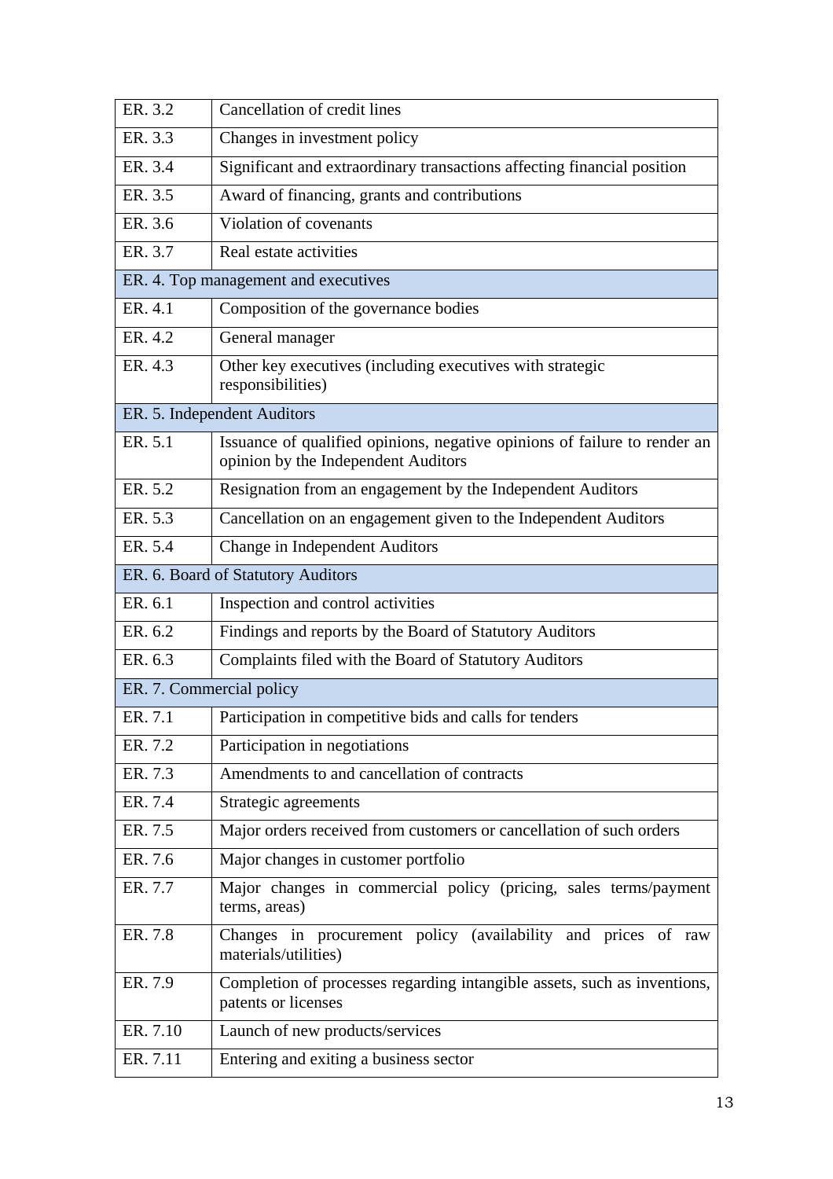| | |
|---|---|
| ER. 3.2 | Cancellation of credit lines |
| ER. 3.3 | Changes in investment policy |
| ER. 3.4 | Significant and extraordinary transactions affecting financial position |
| ER. 3.5 | Award of financing, grants and contributions |
| ER. 3.6 | Violation of covenants |
| ER. 3.7 | Real estate activities |
| ER. 4. Top management and executives | |
| ER. 4.1 | Composition of the governance bodies |
| ER. 4.2 | General manager |
| ER. 4.3 | Other key executives (including executives with strategic responsibilities) |
| ER. 5. Independent Auditors | |
| ER. 5.1 | Issuance of qualified opinions, negative opinions of failure to render an opinion by the Independent Auditors |
| ER. 5.2 | Resignation from an engagement by the Independent Auditors |
| ER. 5.3 | Cancellation on an engagement given to the Independent Auditors |
| ER. 5.4 | Change in Independent Auditors |
| ER. 6. Board of Statutory Auditors | |
| ER. 6.1 | Inspection and control activities |
| ER. 6.2 | Findings and reports by the Board of Statutory Auditors |
| ER. 6.3 | Complaints filed with the Board of Statutory Auditors |
| ER. 7. Commercial policy | |
| ER. 7.1 | Participation in competitive bids and calls for tenders |
| ER. 7.2 | Participation in negotiations |
| ER. 7.3 | Amendments to and cancellation of contracts |
| ER. 7.4 | Strategic agreements |
| ER. 7.5 | Major orders received from customers or cancellation of such orders |
| ER. 7.6 | Major changes in customer portfolio |
| ER. 7.7 | Major changes in commercial policy (pricing, sales terms/payment terms, areas) |
| ER. 7.8 | Changes in procurement policy (availability and prices of raw materials/utilities) |
| ER. 7.9 | Completion of processes regarding intangible assets, such as inventions, patents or licenses |
| ER. 7.10 | Launch of new products/services |
| ER. 7.11 | Entering and exiting a business sector |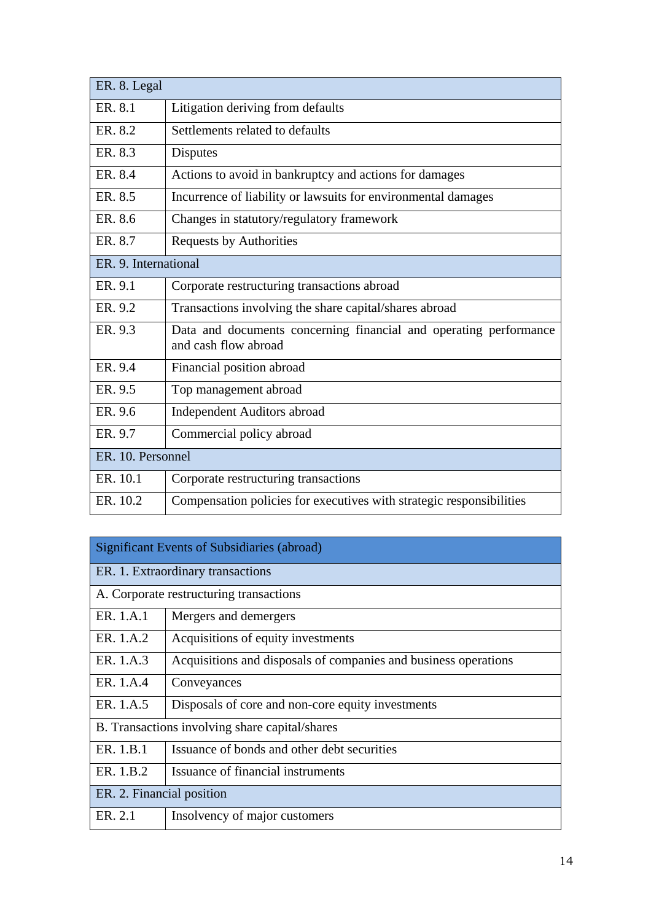| ER. 8. Legal | |
|---|---|
| ER. 8.1 | Litigation deriving from defaults |
| ER. 8.2 | Settlements related to defaults |
| ER. 8.3 | Disputes |
| ER. 8.4 | Actions to avoid in bankruptcy and actions for damages |
| ER. 8.5 | Incurrence of liability or lawsuits for environmental damages |
| ER. 8.6 | Changes in statutory/regulatory framework |
| ER. 8.7 | Requests by Authorities |
| ER. 9. International | |
| ER. 9.1 | Corporate restructuring transactions abroad |
| ER. 9.2 | Transactions involving the share capital/shares abroad |
| ER. 9.3 | Data and documents concerning financial and operating performance and cash flow abroad |
| ER. 9.4 | Financial position abroad |
| ER. 9.5 | Top management abroad |
| ER. 9.6 | Independent Auditors abroad |
| ER. 9.7 | Commercial policy abroad |
| ER. 10. Personnel | |
| ER. 10.1 | Corporate restructuring transactions |
| ER. 10.2 | Compensation policies for executives with strategic responsibilities |

| Significant Events of Subsidiaries (abroad) | |
|---|---|
| ER. 1. Extraordinary transactions | |
| A. Corporate restructuring transactions | |
| ER. 1.A.1 | Mergers and demergers |
| ER. 1.A.2 | Acquisitions of equity investments |
| ER. 1.A.3 | Acquisitions and disposals of companies and business operations |
| ER. 1.A.4 | Conveyances |
| ER. 1.A.5 | Disposals of core and non-core equity investments |
| B. Transactions involving share capital/shares | |
| ER. 1.B.1 | Issuance of bonds and other debt securities |
| ER. 1.B.2 | Issuance of financial instruments |
| ER. 2. Financial position | |
| ER. 2.1 | Insolvency of major customers |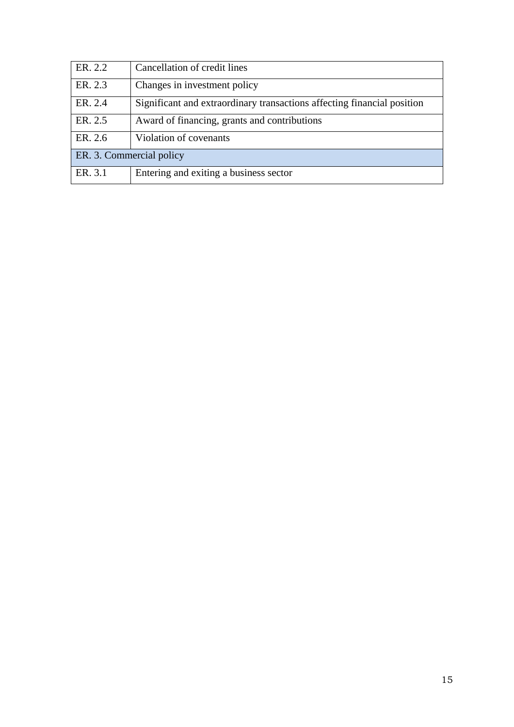| ER. 2.2 | Cancellation of credit lines |
|---|---|
| ER. 2.3 | Changes in investment policy |
| ER. 2.4 | Significant and extraordinary transactions affecting financial position |
| ER. 2.5 | Award of financing, grants and contributions |
| ER. 2.6 | Violation of covenants |
| ER. 3. Commercial policy | |
| ER. 3.1 | Entering and exiting a business sector |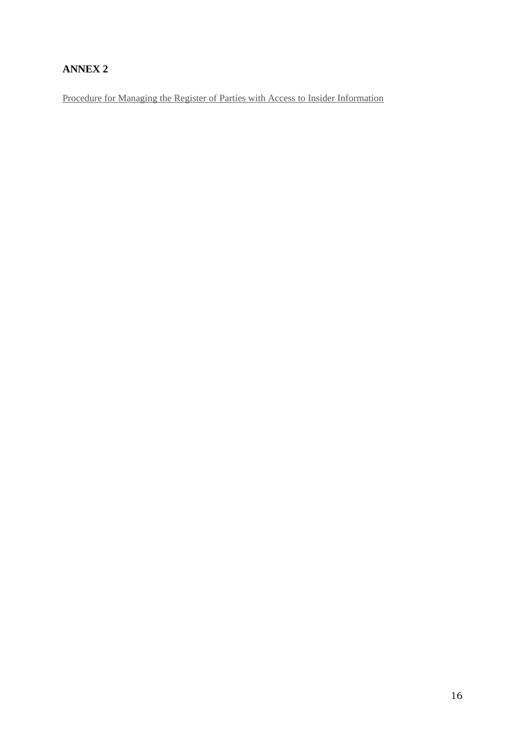## ANNEX 2

Procedure for Managing the Register of Parties with Access to Insider Information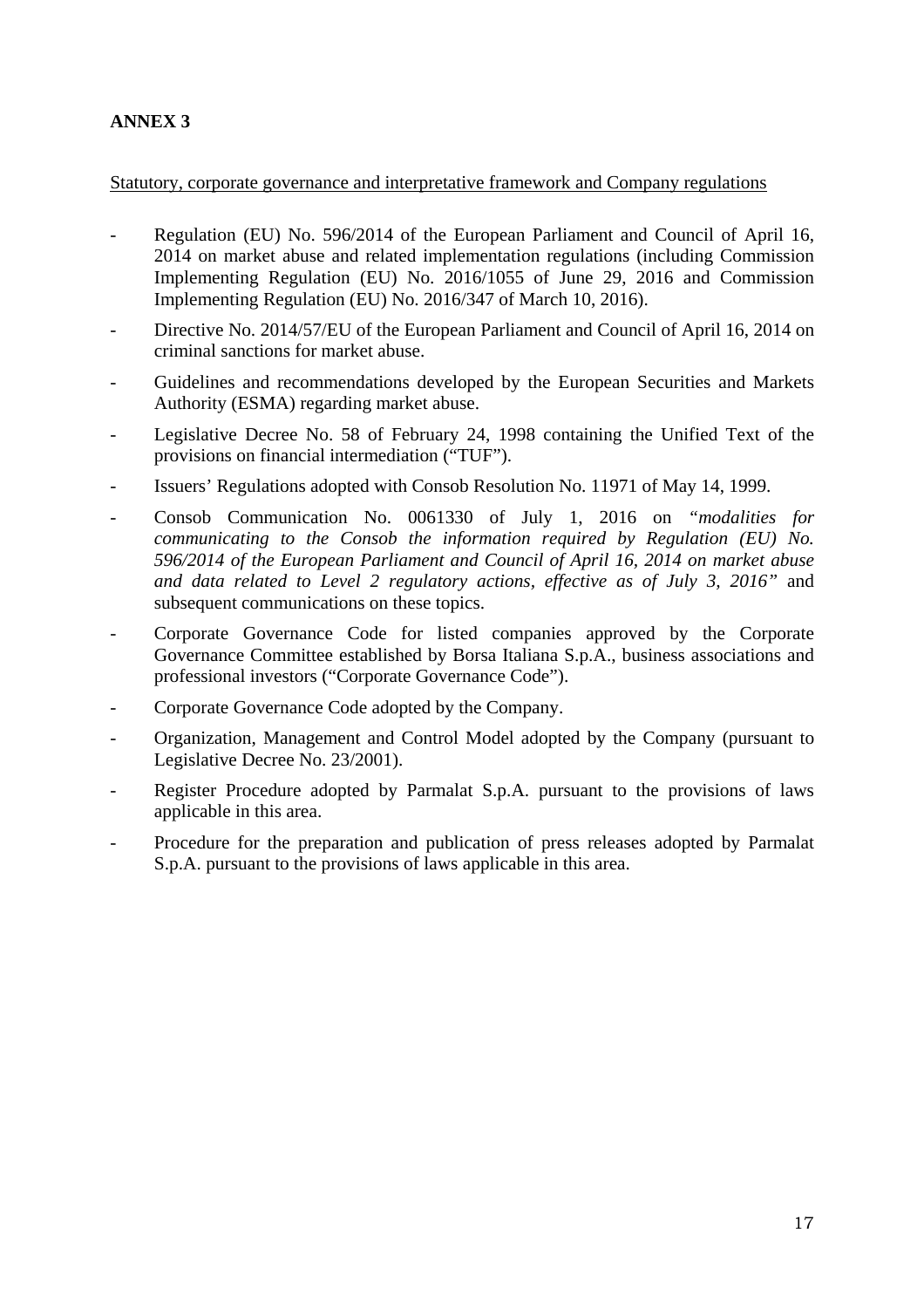**ANNEX 3**

Statutory, corporate governance and interpretative framework and Company regulations

- Regulation (EU) No. 596/2014 of the European Parliament and Council of April 16, 2014 on market abuse and related implementation regulations (including Commission Implementing Regulation (EU) No. 2016/1055 of June 29, 2016 and Commission Implementing Regulation (EU) No. 2016/347 of March 10, 2016).
- Directive No. 2014/57/EU of the European Parliament and Council of April 16, 2014 on criminal sanctions for market abuse.
- Guidelines and recommendations developed by the European Securities and Markets Authority (ESMA) regarding market abuse.
- Legislative Decree No. 58 of February 24, 1998 containing the Unified Text of the provisions on financial intermediation ("TUF").
- Issuers' Regulations adopted with Consob Resolution No. 11971 of May 14, 1999.
- Consob Communication No. 0061330 of July 1, 2016 on *"modalities for communicating to the Consob the information required by Regulation (EU) No. 596/2014 of the European Parliament and Council of April 16, 2014 on market abuse and data related to Level 2 regulatory actions, effective as of July 3, 2016"* and subsequent communications on these topics.
- Corporate Governance Code for listed companies approved by the Corporate Governance Committee established by Borsa Italiana S.p.A., business associations and professional investors ("Corporate Governance Code").
- Corporate Governance Code adopted by the Company.
- Organization, Management and Control Model adopted by the Company (pursuant to Legislative Decree No. 23/2001).
- Register Procedure adopted by Parmalat S.p.A. pursuant to the provisions of laws applicable in this area.
- Procedure for the preparation and publication of press releases adopted by Parmalat S.p.A. pursuant to the provisions of laws applicable in this area.